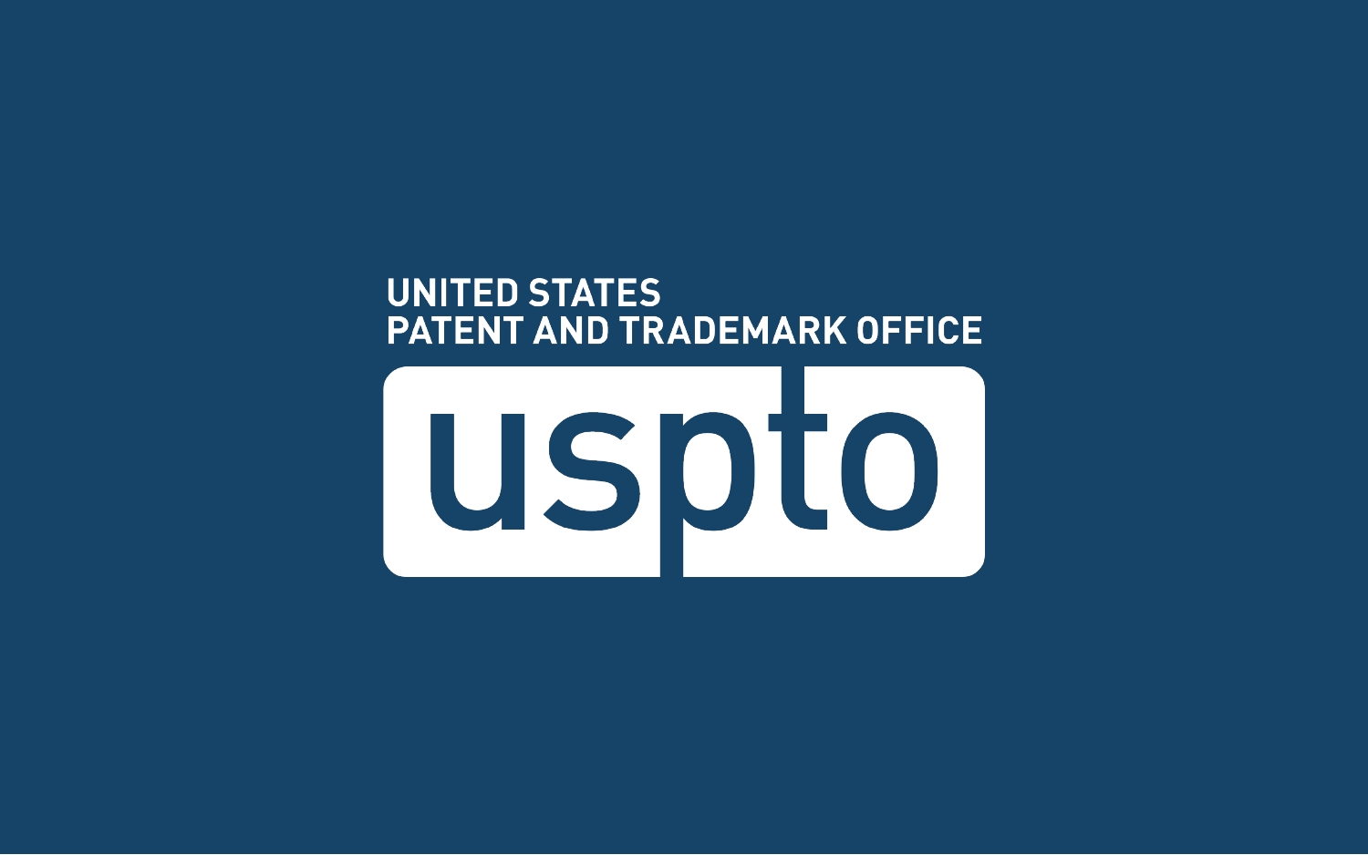UNITED STATES
PATENT AND TRADEMARK OFFICE

uspto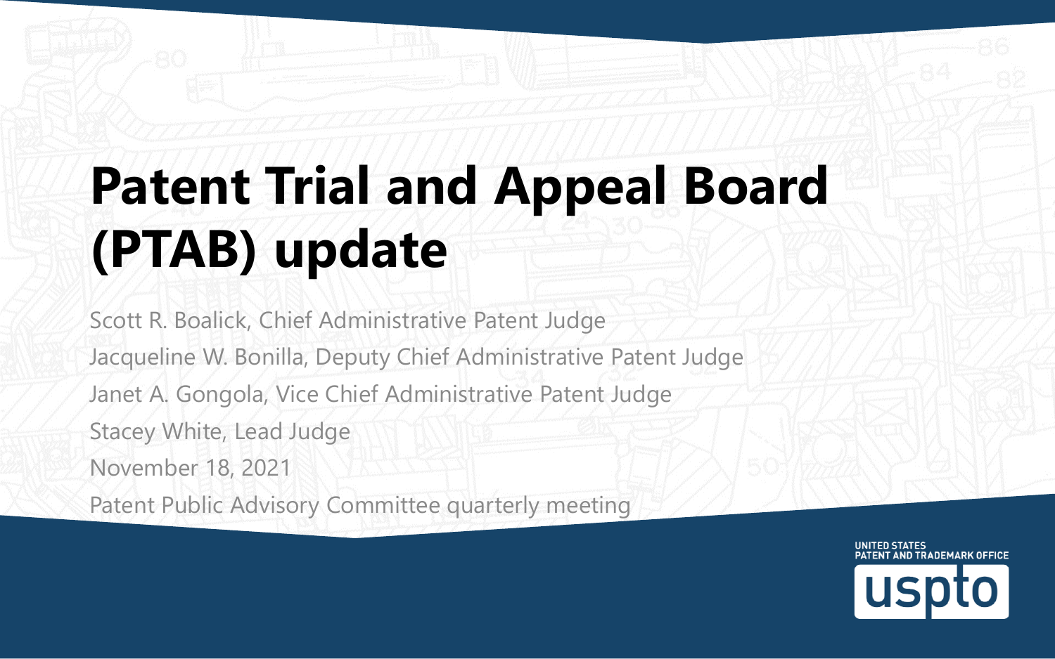# Patent Trial and Appeal Board (PTAB) update

Scott R. Boalick, Chief Administrative Patent Judge

Jacqueline W. Bonilla, Deputy Chief Administrative Patent Judge

Janet A. Gongola, Vice Chief Administrative Patent Judge

Stacey White, Lead Judge

November 18, 2021

Patent Public Advisory Committee quarterly meeting

UNITED STATES PATENT AND TRADEMARK OFFICE

uspto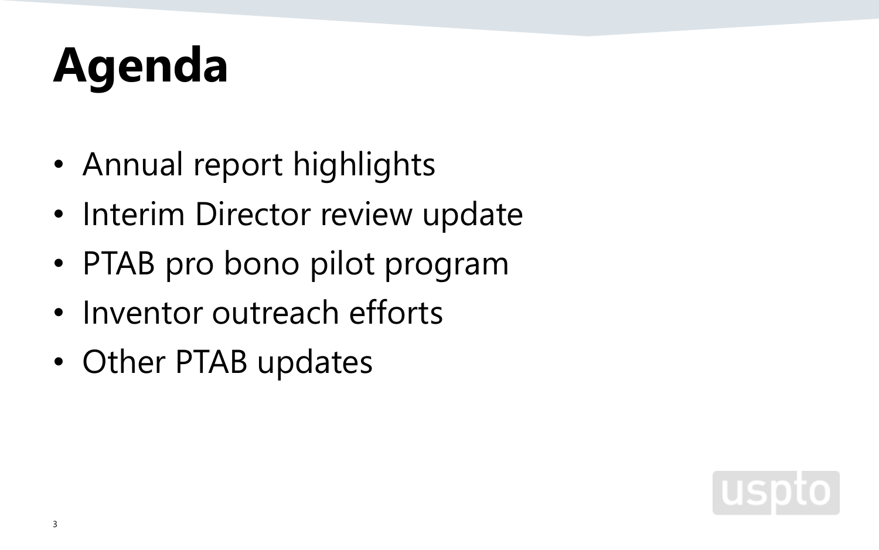# Agenda

- Annual report highlights
- Interim Director review update
- PTAB pro bono pilot program
- Inventor outreach efforts
- Other PTAB updates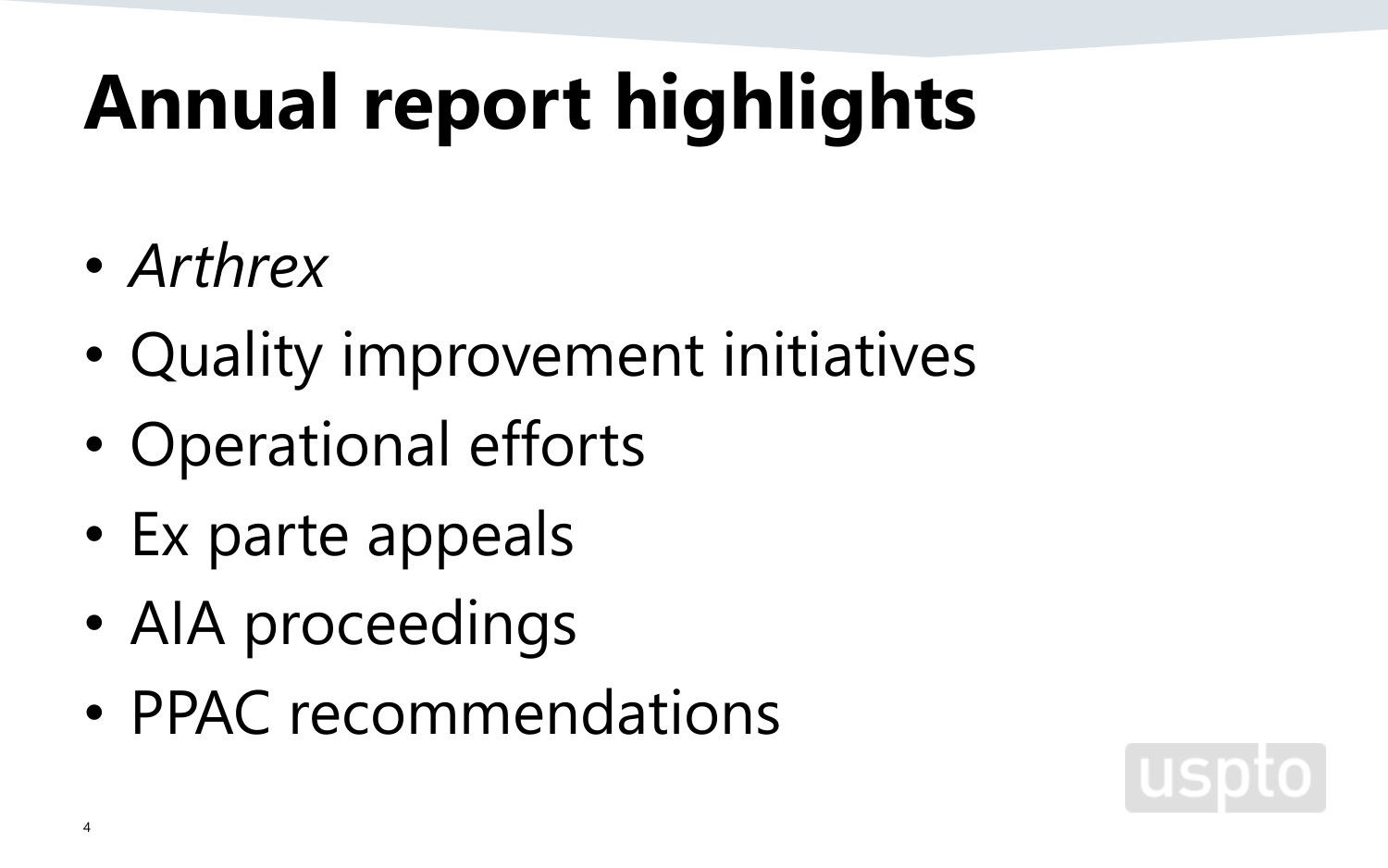# Annual report highlights

- *Arthrex*
- Quality improvement initiatives
- Operational efforts
- Ex parte appeals
- AIA proceedings
- PPAC recommendations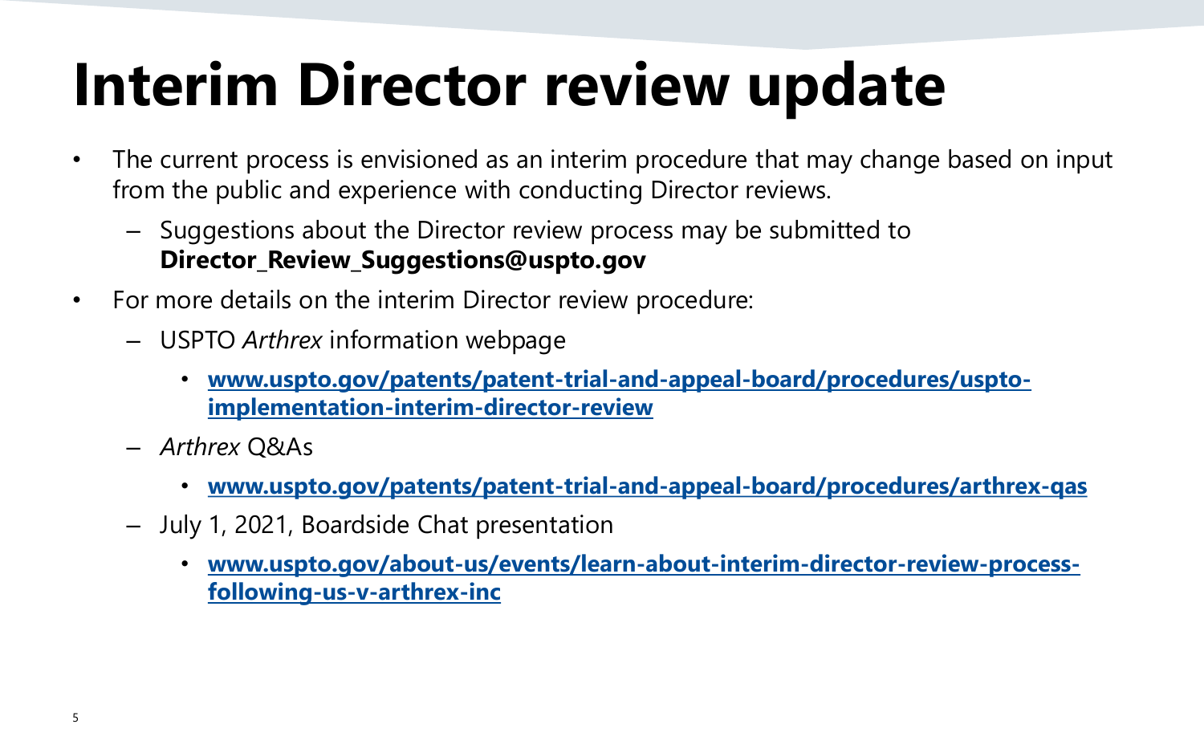# Interim Director review update

- The current process is envisioned as an interim procedure that may change based on input from the public and experience with conducting Director reviews.
  - Suggestions about the Director review process may be submitted to **Director_Review_Suggestions@uspto.gov**
- For more details on the interim Director review procedure:
  - USPTO *Arthrex* information webpage
    - **www.uspto.gov/patents/patent-trial-and-appeal-board/procedures/uspto-implementation-interim-director-review**
  - *Arthrex* Q&As
    - **www.uspto.gov/patents/patent-trial-and-appeal-board/procedures/arthrex-qas**
  - July 1, 2021, Boardside Chat presentation
    - **www.uspto.gov/about-us/events/learn-about-interim-director-review-process-following-us-v-arthrex-inc**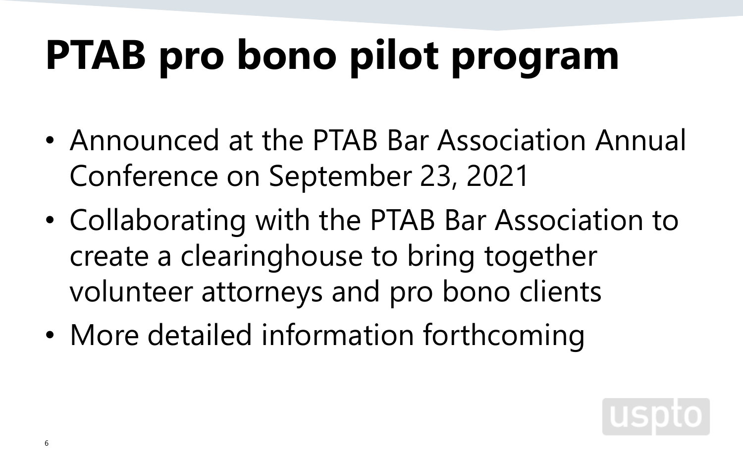# PTAB pro bono pilot program

- Announced at the PTAB Bar Association Annual Conference on September 23, 2021
- Collaborating with the PTAB Bar Association to create a clearinghouse to bring together volunteer attorneys and pro bono clients
- More detailed information forthcoming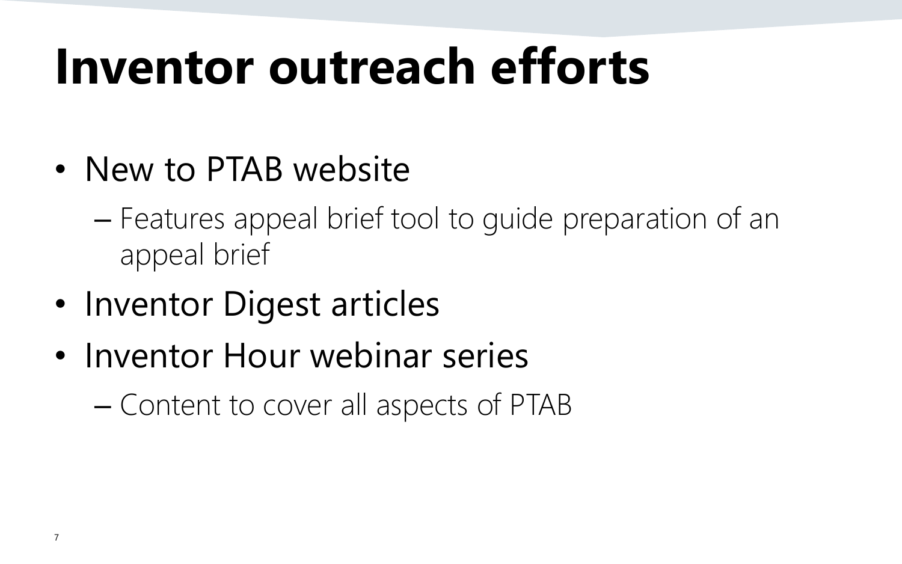# Inventor outreach efforts

- New to PTAB website
  - Features appeal brief tool to guide preparation of an appeal brief
- Inventor Digest articles
- Inventor Hour webinar series
  - Content to cover all aspects of PTAB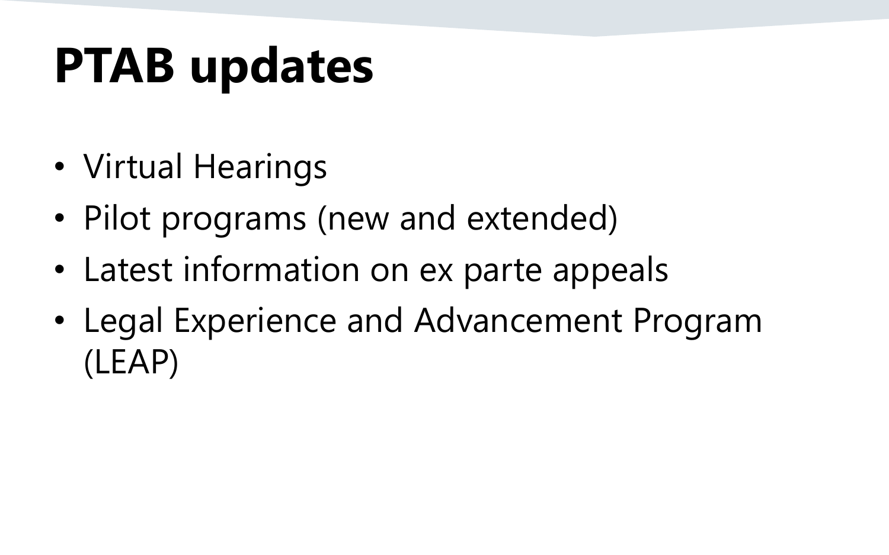# PTAB updates

- Virtual Hearings
- Pilot programs (new and extended)
- Latest information on ex parte appeals
- Legal Experience and Advancement Program (LEAP)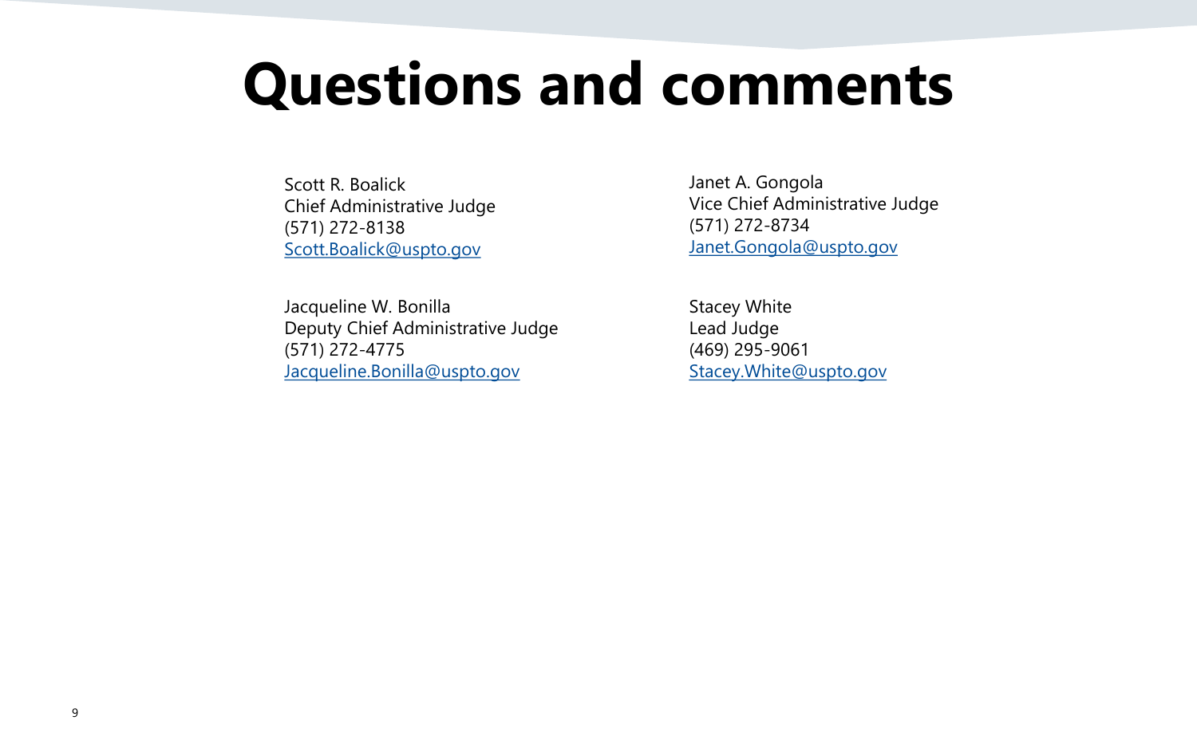# Questions and comments

Scott R. Boalick
Chief Administrative Judge
(571) 272-8138
Scott.Boalick@uspto.gov

Janet A. Gongola
Vice Chief Administrative Judge
(571) 272-8734
Janet.Gongola@uspto.gov

Jacqueline W. Bonilla
Deputy Chief Administrative Judge
(571) 272-4775
Jacqueline.Bonilla@uspto.gov

Stacey White
Lead Judge
(469) 295-9061
Stacey.White@uspto.gov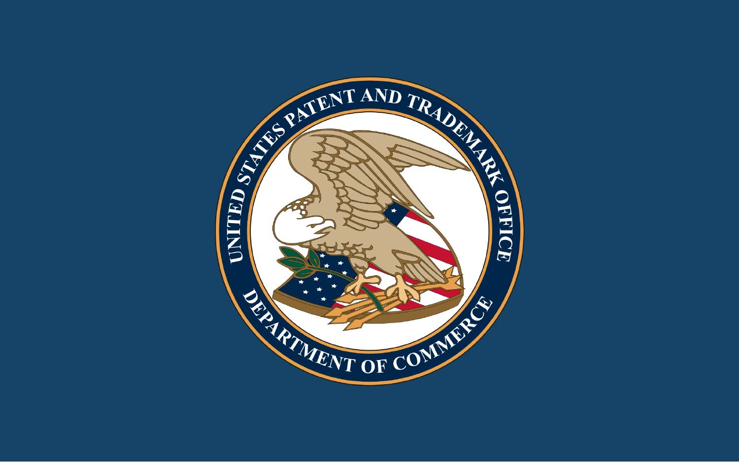UNITED STATES PATENT AND TRADEMARK OFFICE

DEPARTMENT OF COMMERCE